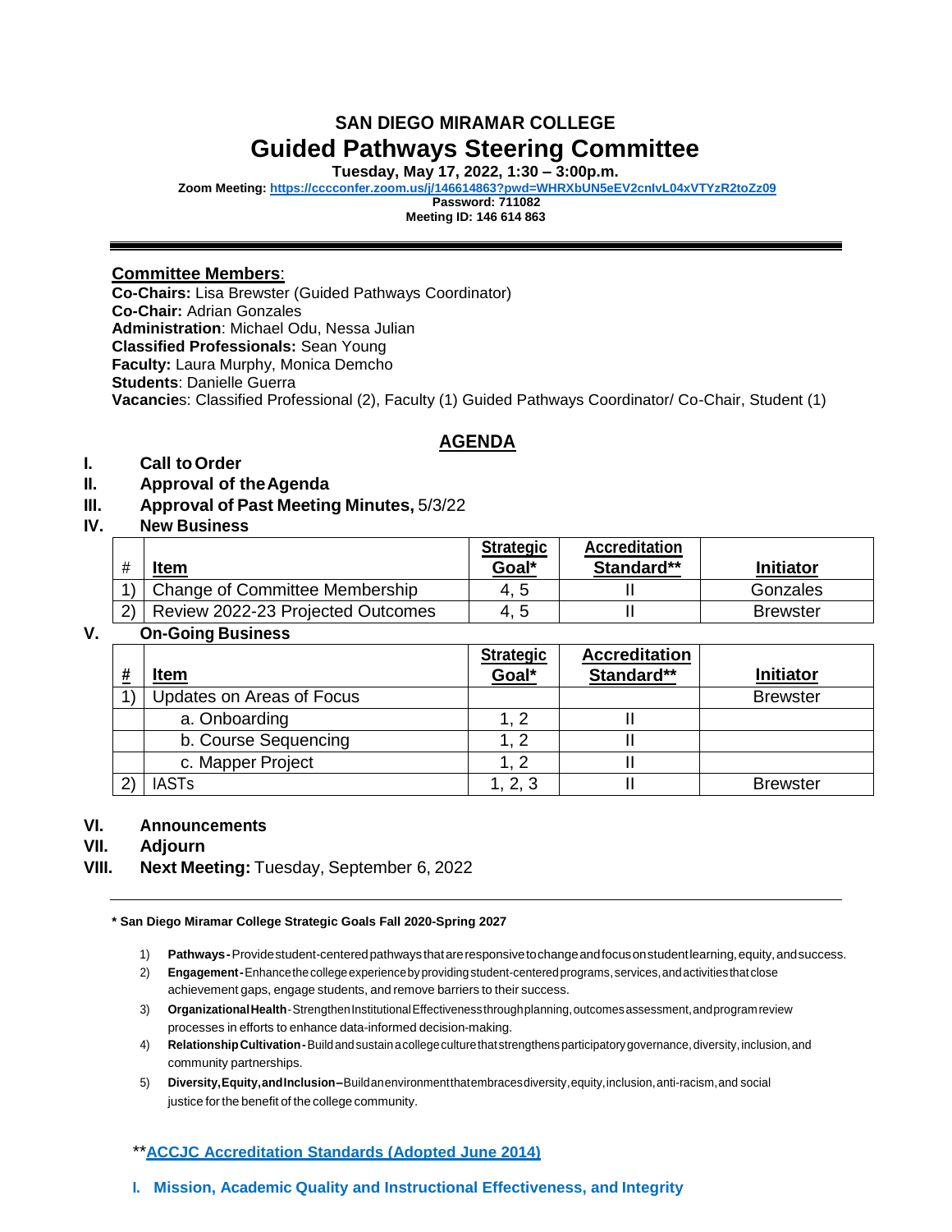# SAN DIEGO MIRAMAR COLLEGE

# Guided Pathways Steering Committee

**Tuesday, May 17, 2022, 1:30 – 3:00p.m.**

**Zoom Meeting: https://cccconfer.zoom.us/j/146614863?pwd=WHRXbUN5eEV2cnlvL04xVTYzR2toZz09**

**Password: 711082**

**Meeting ID: 146 614 863**

---

**Committee Members**:

**Co-Chairs:** Lisa Brewster (Guided Pathways Coordinator)
**Co-Chair:** Adrian Gonzales
**Administration**: Michael Odu, Nessa Julian
**Classified Professionals:** Sean Young
**Faculty:** Laura Murphy, Monica Demcho
**Students**: Danielle Guerra
**Vacancies**: Classified Professional (2), Faculty (1) Guided Pathways Coordinator/ Co-Chair, Student (1)

## AGENDA

**I. Call to Order**

**II. Approval of the Agenda**

**III. Approval of Past Meeting Minutes,** 5/3/22

**IV. New Business**

| # | Item | Strategic Goal* | Accreditation Standard** | Initiator |
|---|---|---|---|---|
| 1) | Change of Committee Membership | 4, 5 | II | Gonzales |
| 2) | Review 2022-23 Projected Outcomes | 4, 5 | II | Brewster |

**V. On-Going Business**

| # | Item | Strategic Goal* | Accreditation Standard** | Initiator |
|---|---|---|---|---|
| 1) | Updates on Areas of Focus | | | Brewster |
| | a. Onboarding | 1, 2 | II | |
| | b. Course Sequencing | 1, 2 | II | |
| | c. Mapper Project | 1, 2 | II | |
| 2) | IASTs | 1, 2, 3 | II | Brewster |

**VI. Announcements**

**VII. Adjourn**

**VIII. Next Meeting:** Tuesday, September 6, 2022

---

**\* San Diego Miramar College Strategic Goals Fall 2020-Spring 2027**

1) **Pathways -** Provide student-centered pathways that are responsive to change and focus on student learning, equity, and success.
2) **Engagement -** Enhance the college experience by providing student-centered programs, services, and activities that close achievement gaps, engage students, and remove barriers to their success.
3) **Organizational Health** - Strengthen Institutional Effectiveness through planning, outcomes assessment, and program review processes in efforts to enhance data-informed decision-making.
4) **Relationship Cultivation -** Build and sustain a college culture that strengthens participatory governance, diversity, inclusion, and community partnerships.
5) **Diversity, Equity, and Inclusion –** Build an environment that embraces diversity, equity, inclusion, anti-racism, and social justice for the benefit of the college community.

\*\***ACCJC Accreditation Standards (Adopted June 2014)**

**I. Mission, Academic Quality and Instructional Effectiveness, and Integrity**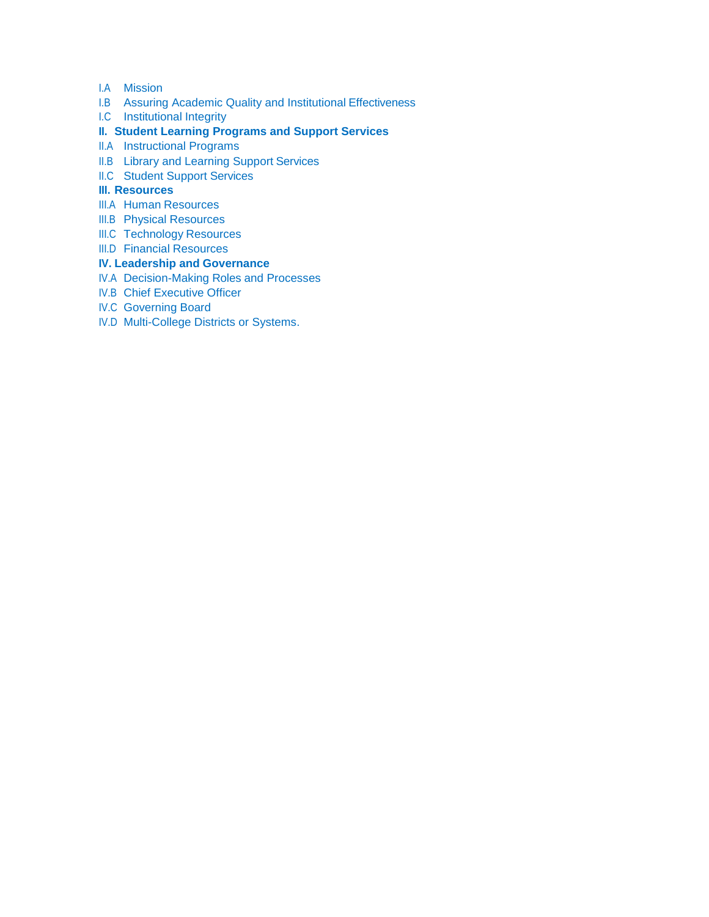I.A Mission
I.B Assuring Academic Quality and Institutional Effectiveness
I.C Institutional Integrity

**II. Student Learning Programs and Support Services**

II.A Instructional Programs
II.B Library and Learning Support Services
II.C Student Support Services

**III. Resources**

III.A Human Resources
III.B Physical Resources
III.C Technology Resources
III.D Financial Resources

**IV. Leadership and Governance**

IV.A Decision-Making Roles and Processes
IV.B Chief Executive Officer
IV.C Governing Board
IV.D Multi-College Districts or Systems.